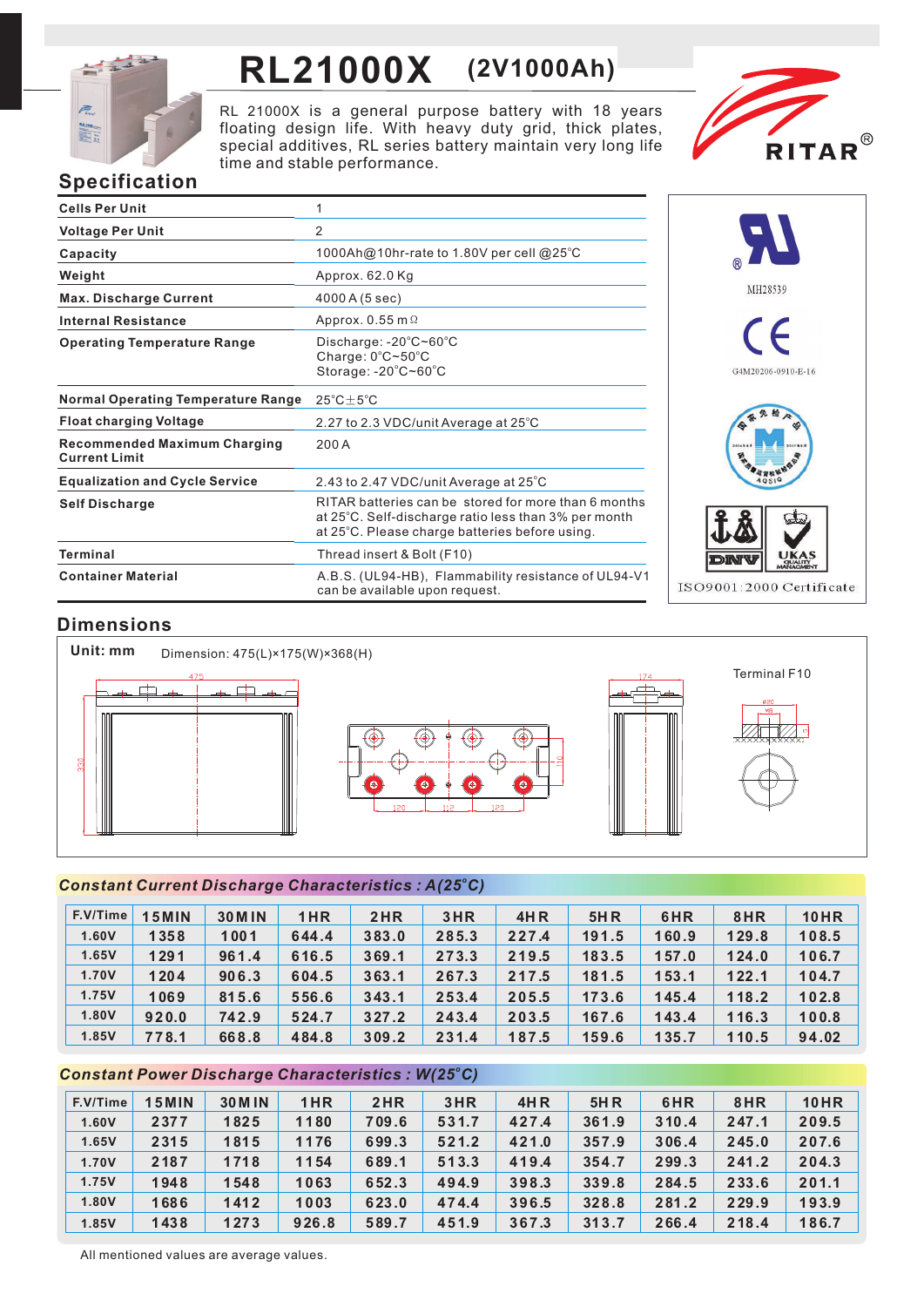# RL21000X (2V1000Ah)

RL 21000X is a general purpose battery with 18 years floating design life. With heavy duty grid, thick plates, special additives, RL series battery maintain very long life time and stable performance.

RITAR®

## Specification

| | |
|---|---|
| **Cells Per Unit** | 1 |
| **Voltage Per Unit** | 2 |
| **Capacity** | 1000Ah@10hr-rate to 1.80V per cell @25°C |
| **Weight** | Approx. 62.0 Kg |
| **Max. Discharge Current** | 4000 A (5 sec) |
| **Internal Resistance** | Approx. 0.55 mΩ |
| **Operating Temperature Range** | Discharge: -20°C~60°C<br>Charge: 0°C~50°C<br>Storage: -20°C~60°C |
| **Normal Operating Temperature Range** | 25°C±5°C |
| **Float charging Voltage** | 2.27 to 2.3 VDC/unit Average at 25°C |
| **Recommended Maximum Charging Current Limit** | 200 A |
| **Equalization and Cycle Service** | 2.43 to 2.47 VDC/unit Average at 25°C |
| **Self Discharge** | RITAR batteries can be stored for more than 6 months at 25°C. Self-discharge ratio less than 3% per month at 25°C. Please charge batteries before using. |
| **Terminal** | Thread insert & Bolt (F10) |
| **Container Material** | A.B.S. (UL94-HB), Flammability resistance of UL94-V1 can be available upon request. |

MH28539

G4M20206-0910-E-16

ISO9001:2000 Certificate

## Dimensions

**Unit: mm** Dimension: 475(L)×175(W)×368(H)

Terminal F10

### *Constant Current Discharge Characteristics : A(25°C)*

| F.V/Time | 15MIN | 30MIN | 1HR | 2HR | 3HR | 4HR | 5HR | 6HR | 8HR | 10HR |
|---|---|---|---|---|---|---|---|---|---|---|
| 1.60V | 1358 | 1001 | 644.4 | 383.0 | 285.3 | 227.4 | 191.5 | 160.9 | 129.8 | 108.5 |
| 1.65V | 1291 | 961.4 | 616.5 | 369.1 | 273.3 | 219.5 | 183.5 | 157.0 | 124.0 | 106.7 |
| 1.70V | 1204 | 906.3 | 604.5 | 363.1 | 267.3 | 217.5 | 181.5 | 153.1 | 122.1 | 104.7 |
| 1.75V | 1069 | 815.6 | 556.6 | 343.1 | 253.4 | 205.5 | 173.6 | 145.4 | 118.2 | 102.8 |
| 1.80V | 920.0 | 742.9 | 524.7 | 327.2 | 243.4 | 203.5 | 167.6 | 143.4 | 116.3 | 100.8 |
| 1.85V | 778.1 | 668.8 | 484.8 | 309.2 | 231.4 | 187.5 | 159.6 | 135.7 | 110.5 | 94.02 |

### *Constant Power Discharge Characteristics : W(25°C)*

| F.V/Time | 15MIN | 30MIN | 1HR | 2HR | 3HR | 4HR | 5HR | 6HR | 8HR | 10HR |
|---|---|---|---|---|---|---|---|---|---|---|
| 1.60V | 2377 | 1825 | 1180 | 709.6 | 531.7 | 427.4 | 361.9 | 310.4 | 247.1 | 209.5 |
| 1.65V | 2315 | 1815 | 1176 | 699.3 | 521.2 | 421.0 | 357.9 | 306.4 | 245.0 | 207.6 |
| 1.70V | 2187 | 1718 | 1154 | 689.1 | 513.3 | 419.4 | 354.7 | 299.3 | 241.2 | 204.3 |
| 1.75V | 1948 | 1548 | 1063 | 652.3 | 494.9 | 398.3 | 339.8 | 284.5 | 233.6 | 201.1 |
| 1.80V | 1686 | 1412 | 1003 | 623.0 | 474.4 | 396.5 | 328.8 | 281.2 | 229.9 | 193.9 |
| 1.85V | 1438 | 1273 | 926.8 | 589.7 | 451.9 | 367.3 | 313.7 | 266.4 | 218.4 | 186.7 |

All mentioned values are average values.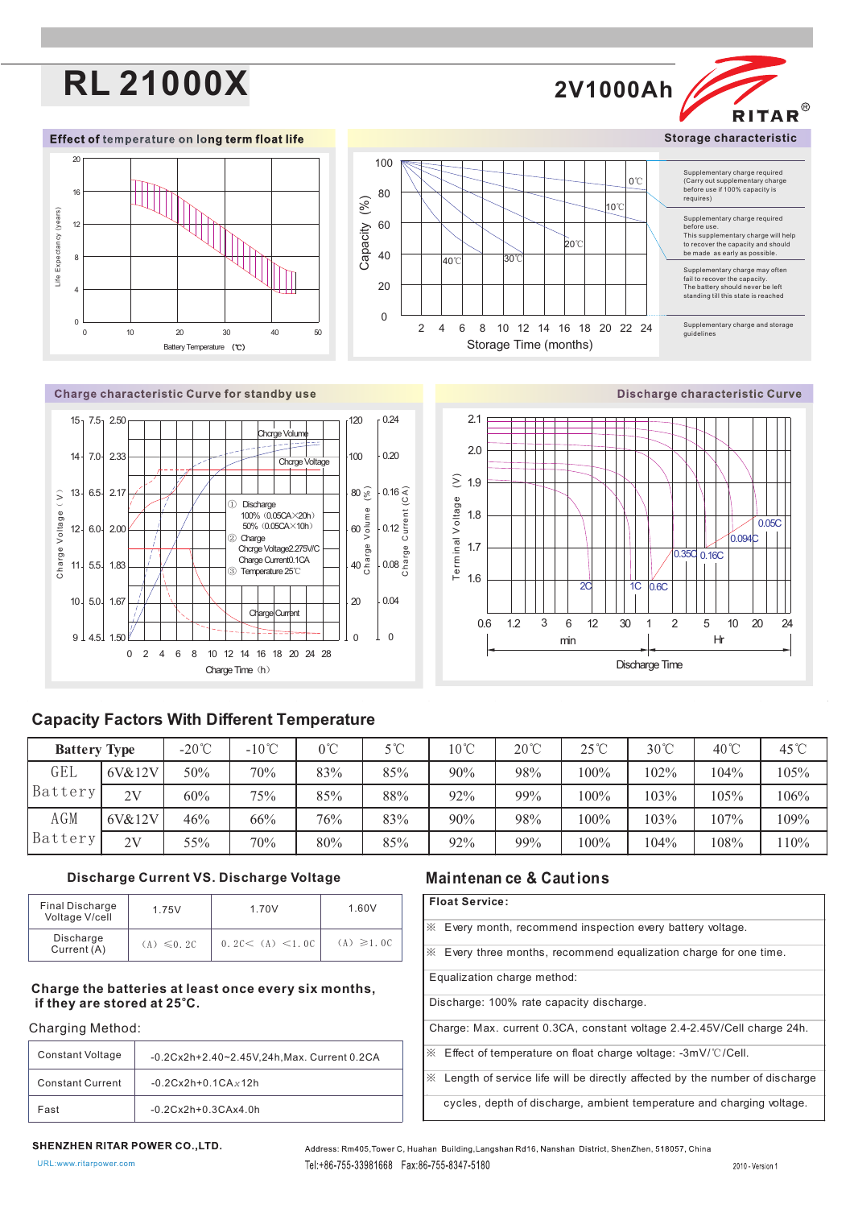# RL 21000X

2V1000Ah

RITAR®

## Effect of temperature on long term float life

Life Expectancy (years)

20
16
12
8
4
0

0 10 20 30 40 50

Battery Temperature (℃)

## Storage characteristic

Capacity (%)

100
80
60
40
20
0

2 4 6 8 10 12 14 16 18 20 22 24

Storage Time (months)

0℃
10℃
20℃
30℃
40℃

Supplementary charge required (Carry out supplementary charge before use if 100% capacity is requires)

Supplementary charge required before use. This supplementary charge will help to recover the capacity and should be made as early as possible.

Supplementary charge may often fail to recover the capacity. The battery should never be left standing till this state is reached

Supplementary charge and storage guidelines

## Charge characteristic Curve for standby use

Charge Voltage (V)

15 7.5 2.50
14 7.0 2.33
13 6.5 2.17
12 6.0 2.00
11 5.5 1.83
10 5.0 1.67
9 4.5 1.50

Charge Volume (%)

120
100
80
60
40
20
0

Charge Current (CA)

0.24
0.20
0.16
0.12
0.08
0.04
0

0 2 4 6 8 10 12 14 16 18 20 24 28

Charge Time (h)

Charge Volume
Charge Voltage
Charge Current

① Discharge
100% (0.05CA×20h)
50% (0.05CA×10h)
② Charge
Charge Voltage2.275V/C
Charge Current0.1CA
③ Temperature 25℃

## Discharge characteristic Curve

Terminal Voltage (V)

2.1
2.0
1.9
1.8
1.7
1.6

0.6 1.2 3 6 12 30 1 2 5 10 20 24

min Hr

Discharge Time

2C 1C 0.6C 0.35C 0.16C 0.094C 0.05C

## Capacity Factors With Different Temperature

| Battery Type | | -20℃ | -10℃ | 0℃ | 5℃ | 10℃ | 20℃ | 25℃ | 30℃ | 40℃ | 45℃ |
|---|---|---|---|---|---|---|---|---|---|---|---|
| GEL Battery | 6V&12V | 50% | 70% | 83% | 85% | 90% | 98% | 100% | 102% | 104% | 105% |
| | 2V | 60% | 75% | 85% | 88% | 92% | 99% | 100% | 103% | 105% | 106% |
| AGM Battery | 6V&12V | 46% | 66% | 76% | 83% | 90% | 98% | 100% | 103% | 107% | 109% |
| | 2V | 55% | 70% | 80% | 85% | 92% | 99% | 100% | 104% | 108% | 110% |

### Discharge Current VS. Discharge Voltage

| Final Discharge Voltage V/cell | 1.75V | 1.70V | 1.60V |
|---|---|---|---|
| Discharge Current (A) | (A) ≤0.2C | 0.2C< (A) <1.0C | (A) ≥1.0C |

**Charge the batteries at least once every six months, if they are stored at 25°C.**

Charging Method:

| | |
|---|---|
| Constant Voltage | -0.2Cx2h+2.40~2.45V,24h,Max. Current 0.2CA |
| Constant Current | -0.2Cx2h+0.1CAx12h |
| Fast | -0.2Cx2h+0.3CAx4.0h |

### Maintenance & Cautions

**Float Service:**

※ Every month, recommend inspection every battery voltage.

※ Every three months, recommend equalization charge for one time.

Equalization charge method:

Discharge: 100% rate capacity discharge.

Charge: Max. current 0.3CA, constant voltage 2.4-2.45V/Cell charge 24h.

※ Effect of temperature on float charge voltage: -3mV/℃/Cell.

※ Length of service life will be directly affected by the number of discharge cycles, depth of discharge, ambient temperature and charging voltage.

**SHENZHEN RITAR POWER CO.,LTD.**

URL:www.ritarpower.com

Address: Rm405,Tower C, Huahan Building,Langshan Rd16, Nanshan District, ShenZhen, 518057, China

Tel:+86-755-33981668 Fax:86-755-8347-5180

2010 - Version 1